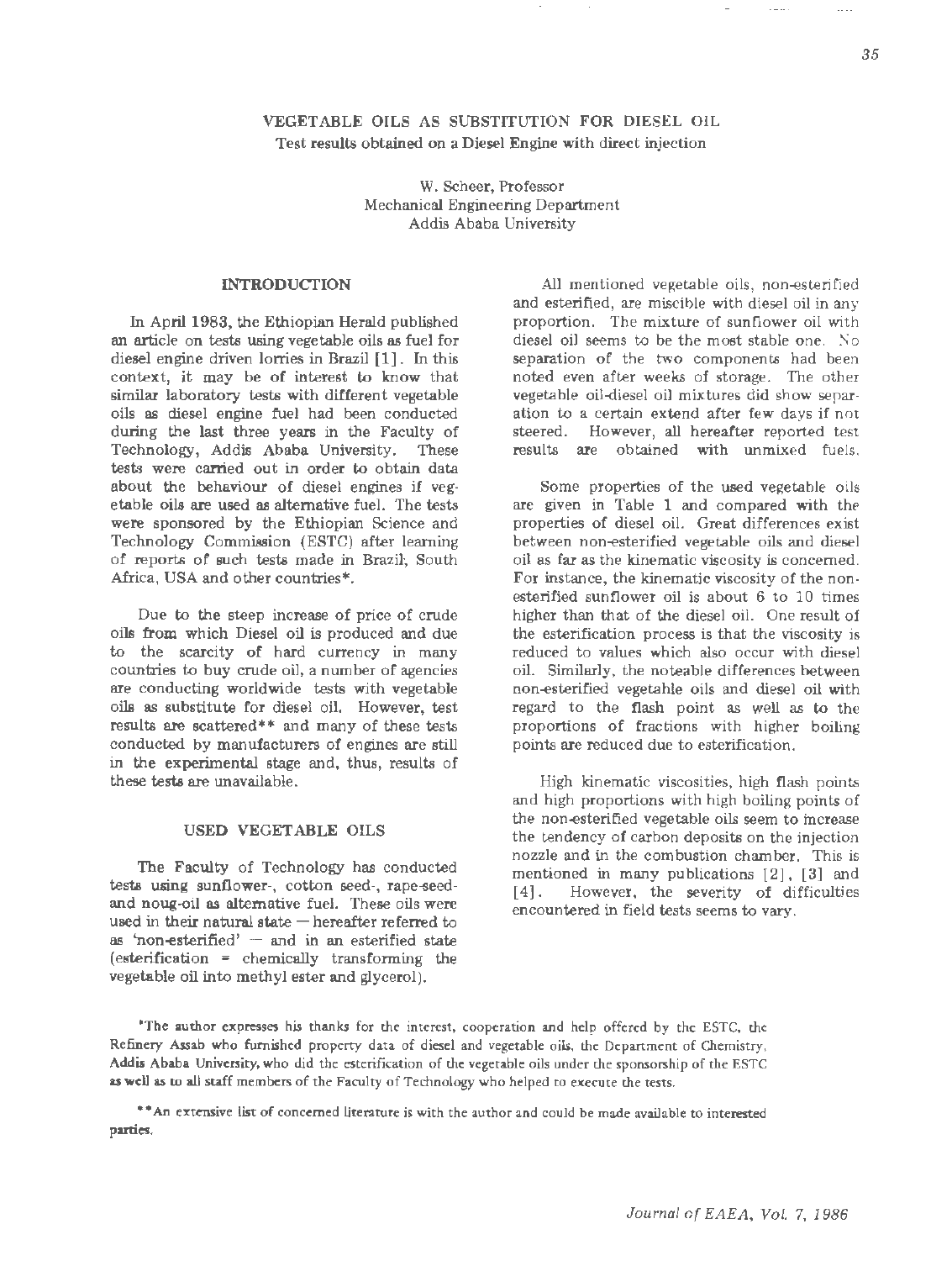# VEGETABLE OILS AS SUBSTITUTION FOR DIESEL OIL

### Test results obtained on a Diesel Engine with direct injection

W. Scheer, Professor
Mechanical Engineering Department
Addis Ababa University

## INTRODUCTION

In April 1983, the Ethiopian Herald published an article on tests using vegetable oils as fuel for diesel engine driven lorries in Brazil [1]. In this context, it may be of interest to know that similar laboratory tests with different vegetable oils as diesel engine fuel had been conducted during the last three years in the Faculty of Technology, Addis Ababa University. These tests were carried out in order to obtain data about the behaviour of diesel engines if vegetable oils are used as alternative fuel. The tests were sponsored by the Ethiopian Science and Technology Commission (ESTC) after learning of reports of such tests made in Brazil, South Africa, USA and other countries*.

Due to the steep increase of price of crude oils from which Diesel oil is produced and due to the scarcity of hard currency in many countries to buy crude oil, a number of agencies are conducting worldwide tests with vegetable oils as substitute for diesel oil. However, test results are scattered** and many of these tests conducted by manufacturers of engines are still in the experimental stage and, thus, results of these tests are unavailable.

## USED VEGETABLE OILS

The Faculty of Technology has conducted tests using sunflower-, cotton seed-, rape-seed- and noug-oil as alternative fuel. These oils were used in their natural state — hereafter referred to as 'non-esterified' — and in an esterified state (esterification = chemically transforming the vegetable oil into methyl ester and glycerol).

All mentioned vegetable oils, non-esterified and esterified, are miscible with diesel oil in any proportion. The mixture of sunflower oil with diesel oil seems to be the most stable one. No separation of the two components had been noted even after weeks of storage. The other vegetable oil-diesel oil mixtures did show separation to a certain extend after few days if not steered. However, all hereafter reported test results are obtained with unmixed fuels.

Some properties of the used vegetable oils are given in Table 1 and compared with the properties of diesel oil. Great differences exist between non-esterified vegetable oils and diesel oil as far as the kinematic viscosity is concerned. For instance, the kinematic viscosity of the non-esterified sunflower oil is about 6 to 10 times higher than that of the diesel oil. One result of the esterification process is that the viscosity is reduced to values which also occur with diesel oil. Similarly, the noteable differences between non-esterified vegetable oils and diesel oil with regard to the flash point as well as to the proportions of fractions with higher boiling points are reduced due to esterification.

High kinematic viscosities, high flash points and high proportions with high boiling points of the non-esterified vegetable oils seem to increase the tendency of carbon deposits on the injection nozzle and in the combustion chamber. This is mentioned in many publications [2], [3] and [4]. However, the severity of difficulties encountered in field tests seems to vary.

*The author expresses his thanks for the interest, cooperation and help offered by the ESTC, the Refinery Assab who furnished property data of diesel and vegetable oils, the Department of Chemistry, Addis Ababa University, who did the esterification of the vegetable oils under the sponsorship of the ESTC as well as to all staff members of the Faculty of Technology who helped to execute the tests.

**An extensive list of concerned literature is with the author and could be made available to interested parties.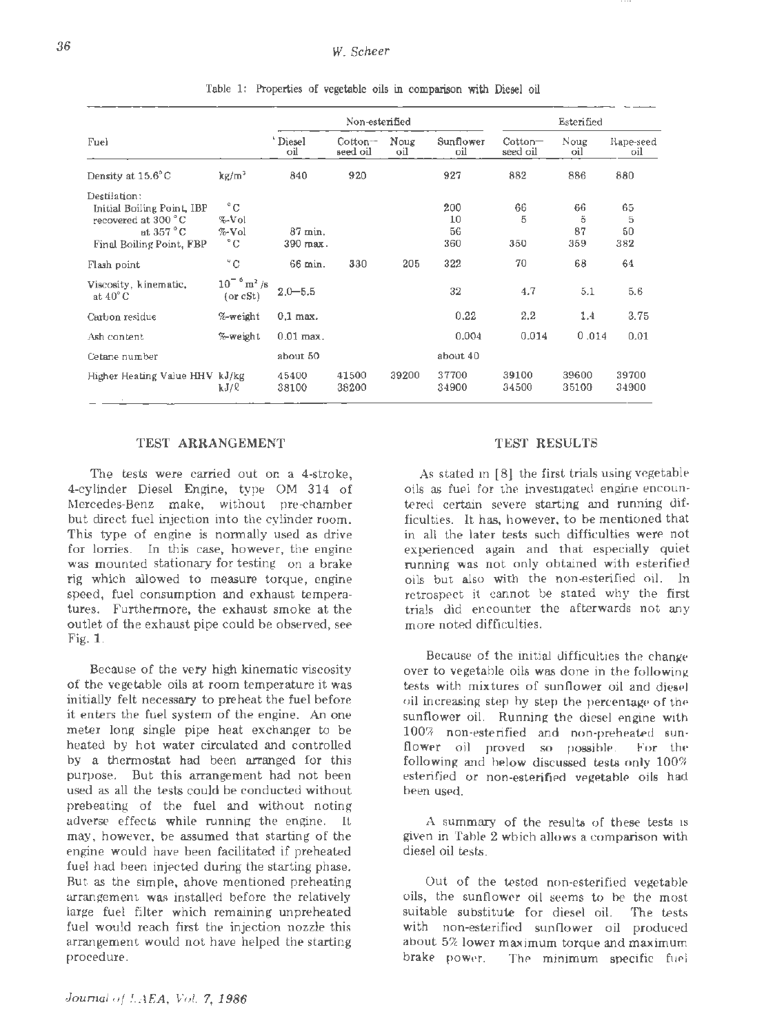Table 1: Properties of vegetable oils in comparison with Diesel oil

| Fuel | | Non-esterified | | | | Esterified | | |
|---|---|---|---|---|---|---|---|---|
| | | Diesel oil | Cotton-seed oil | Noug oil | Sunflower oil | Cotton-seed oil | Noug oil | Rape-seed oil |
| Density at 15.6°C | kg/m³ | 840 | 920 | | 927 | 882 | 886 | 880 |
| Destilation: | | | | | | | | |
| Initial Boiling Point, IBP | °C | | | | 200 | 66 | 66 | 65 |
| recovered at 300 °C | %-Vol | | | | 10 | 5 | 5 | 5 |
| at 357 °C | %-Vol | 87 min. | | | 56 | | 87 | 50 |
| Final Boiling Point, FBP | °C | 390 max. | | | 360 | 350 | 359 | 382 |
| Flash point | °C | 66 min. | 330 | 205 | 322 | 70 | 68 | 64 |
| Viscosity, kinematic, at 40°C | $10^{-6}$ m²/s (or cSt) | 2.0–5.5 | | | 32 | 4.7 | 5.1 | 5.6 |
| Carbon residue | %-weight | 0.1 max. | | | 0.22 | 2.2 | 1.4 | 3.75 |
| Ash content | %-weight | 0.01 max. | | | 0.004 | 0.014 | 0.014 | 0.01 |
| Cetane number | | about 50 | | | about 40 | | | |
| Higher Heating Value HHV | kJ/kg | 45400 | 41500 | 39200 | 37700 | 39100 | 39600 | 39700 |
| | kJ/ℓ | 38100 | 38200 | | 34900 | 34500 | 35100 | 34900 |

## TEST ARRANGEMENT

The tests were carried out on a 4-stroke, 4-cylinder Diesel Engine, type OM 314 of Mercedes-Benz make, without pre-chamber but direct fuel injection into the cylinder room. This type of engine is normally used as drive for lorries. In this case, however, the engine was mounted stationary for testing on a brake rig which allowed to measure torque, engine speed, fuel consumption and exhaust temperatures. Furthermore, the exhaust smoke at the outlet of the exhaust pipe could be observed, see Fig. 1.

Because of the very high kinematic viscosity of the vegetable oils at room temperature it was initially felt necessary to preheat the fuel before it enters the fuel system of the engine. An one meter long single pipe heat exchanger to be heated by hot water circulated and controlled by a thermostat had been arranged for this purpose. But this arrangement had not been used as all the tests could be conducted without preheating of the fuel and without noting adverse effects while running the engine. It may, however, be assumed that starting of the engine would have been facilitated if preheated fuel had been injected during the starting phase. But as the simple, above mentioned preheating arrangement was installed before the relatively large fuel filter which remaining unpreheated fuel would reach first the injection nozzle this arrangement would not have helped the starting procedure.

## TEST RESULTS

As stated in [8] the first trials using vegetable oils as fuel for the investigated engine encountered certain severe starting and running difficulties. It has, however, to be mentioned that in all the later tests such difficulties were not experienced again and that especially quiet running was not only obtained with esterified oils but also with the non-esterified oil. In retrospect it cannot be stated why the first trials did encounter the afterwards not any more noted difficulties.

Because of the initial difficulties the change over to vegetable oils was done in the following tests with mixtures of sunflower oil and diesel oil increasing step by step the percentage of the sunflower oil. Running the diesel engine with 100% non-esterified and non-preheated sunflower oil proved so possible. For the following and below discussed tests only 100% esterified or non-esterified vegetable oils had been used.

A summary of the results of these tests is given in Table 2 which allows a comparison with diesel oil tests.

Out of the tested non-esterified vegetable oils, the sunflower oil seems to be the most suitable substitute for diesel oil. The tests with non-esterified sunflower oil produced about 5% lower maximum torque and maximum brake power. The minimum specific fuel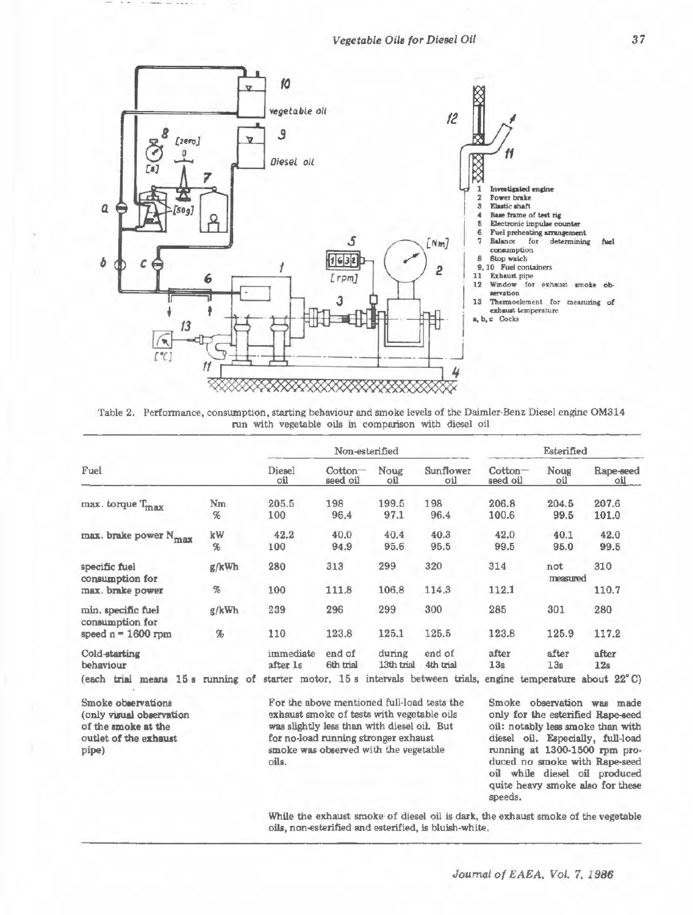1 Investigated engine
2 Power brake
3 Elastic shaft
4 Base frame of test rig
5 Electronic impulse counter
6 Fuel preheating arrangement
7 Balance for determining fuel consumption
8 Stop watch
9, 10 Fuel containers
11 Exhaust pipe
12 Window for exhaust smoke observation
13 Thermoelement for measuring of exhaust temperature
a, b, c Cocks

Table 2. Performance, consumption, starting behaviour and smoke levels of the Daimler-Benz Diesel engine OM314 run with vegetable oils in comparison with diesel oil

| Fuel | | Non-esterified | | | | Esterified | | |
|---|---|---|---|---|---|---|---|---|
| | | Diesel oil | Cotton-seed oil | Noug oil | Sunflower oil | Cotton-seed oil | Noug oil | Rape-seed oil |
| max. torque $T_{max}$ | Nm | 205.5 | 198 | 199.5 | 198 | 206.8 | 204.5 | 207.6 |
| | % | 100 | 96.4 | 97.1 | 96.4 | 100.6 | 99.5 | 101.0 |
| max. brake power $N_{max}$ | kW | 42.2 | 40.0 | 40.4 | 40.3 | 42.0 | 40.1 | 42.0 |
| | % | 100 | 94.9 | 95.6 | 95.5 | 99.5 | 95.0 | 99.5 |
| specific fuel consumption for max. brake power | g/kWh | 280 | 313 | 299 | 320 | 314 | not measured | 310 |
| | % | 100 | 111.8 | 106.8 | 114.3 | 112.1 | | 110.7 |
| min. specific fuel consumption for speed n = 1600 rpm | g/kWh | 239 | 296 | 299 | 300 | 285 | 301 | 280 |
| | % | 110 | 123.8 | 125.1 | 125.5 | 123.8 | 125.9 | 117.2 |
| Cold-starting behaviour | | immediate after 1s | end of 6th trial | during 13th trial | end of 4th trial | after 13s | after 13s | after 12s |

(each trial means 15 s running of starter motor, 15 s intervals between trials, engine temperature about 22° C)

| Smoke observations (only visual observation of the smoke at the outlet of the exhaust pipe) | For the above mentioned full-load tests the exhaust smoke of tests with vegetable oils was slightly less than with diesel oil. But for no-load running stronger exhaust smoke was observed with the vegetable oils. | Smoke observation was made only for the esterified Rape-seed oil: notably less smoke than with diesel oil. Especially, full-load running at 1300-1500 rpm produced no smoke with Rape-seed oil while diesel oil produced quite heavy smoke also for these speeds. |
|---|---|---|

While the exhaust smoke of diesel oil is dark, the exhaust smoke of the vegetable oils, non-esterified and esterified, is bluish-white.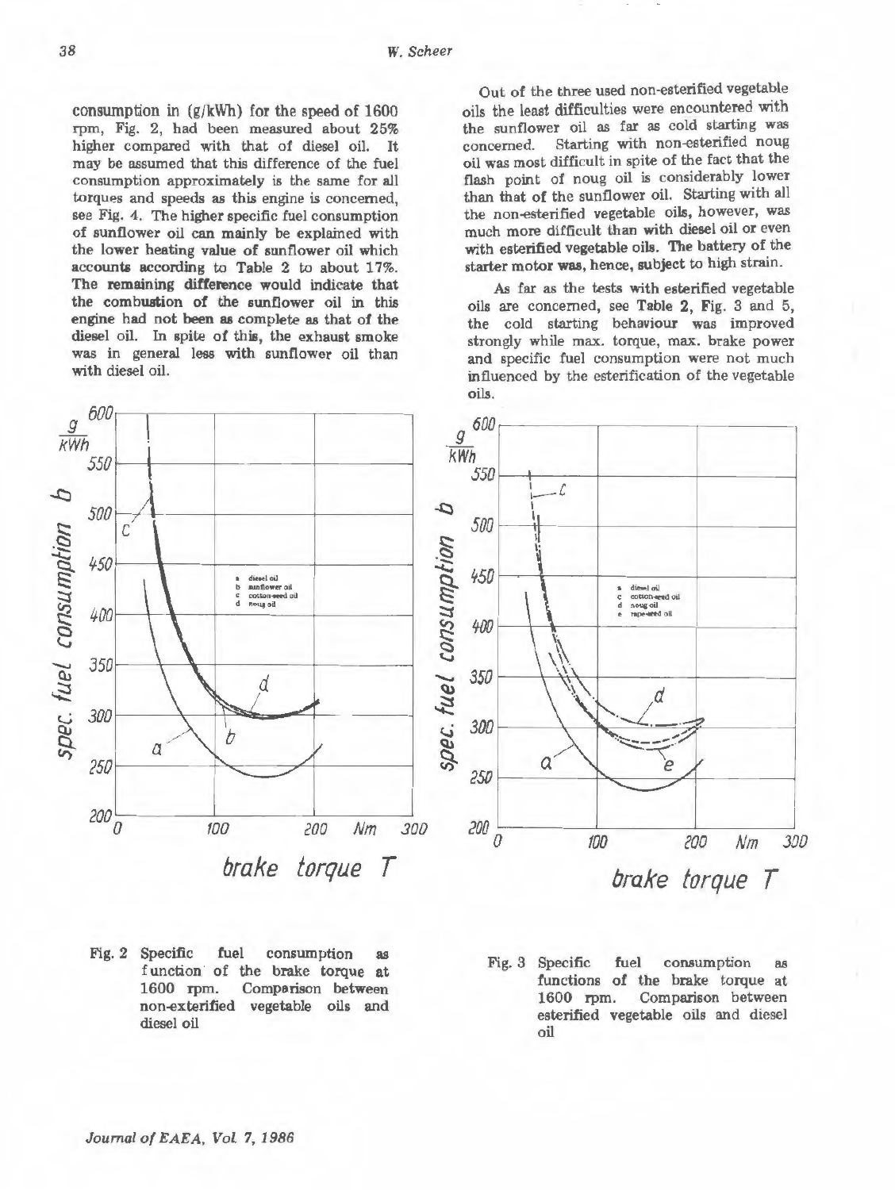consumption in (g/kWh) for the speed of 1600 rpm, Fig. 2, had been measured about 25% higher compared with that of diesel oil. It may be assumed that this difference of the fuel consumption approximately is the same for all torques and speeds as this engine is concerned, see Fig. 4. The higher specific fuel consumption of sunflower oil can mainly be explained with the lower heating value of sunflower oil which accounts according to Table 2 to about 17%. The remaining difference would indicate that the combustion of the sunflower oil in this engine had not been as complete as that of the diesel oil. In spite of this, the exhaust smoke was in general less with sunflower oil than with diesel oil.

Out of the three used non-esterified vegetable oils the least difficulties were encountered with the sunflower oil as far as cold starting was concerned. Starting with non-esterified noug oil was most difficult in spite of the fact that the flash point of noug oil is considerably lower than that of the sunflower oil. Starting with all the non-esterified vegetable oils, however, was much more difficult than with diesel oil or even with esterified vegetable oils. The battery of the starter motor was, hence, subject to high strain.

As far as the tests with esterified vegetable oils are concerned, see Table 2, Fig. 3 and 5, the cold starting behaviour was improved strongly while max. torque, max. brake power and specific fuel consumption were not much influenced by the esterification of the vegetable oils.

Fig. 2 Specific fuel consumption as function of the brake torque at 1600 rpm. Comparison between non-exterified vegetable oils and diesel oil

Fig. 3 Specific fuel consumption as functions of the brake torque at 1600 rpm. Comparison between esterified vegetable oils and diesel oil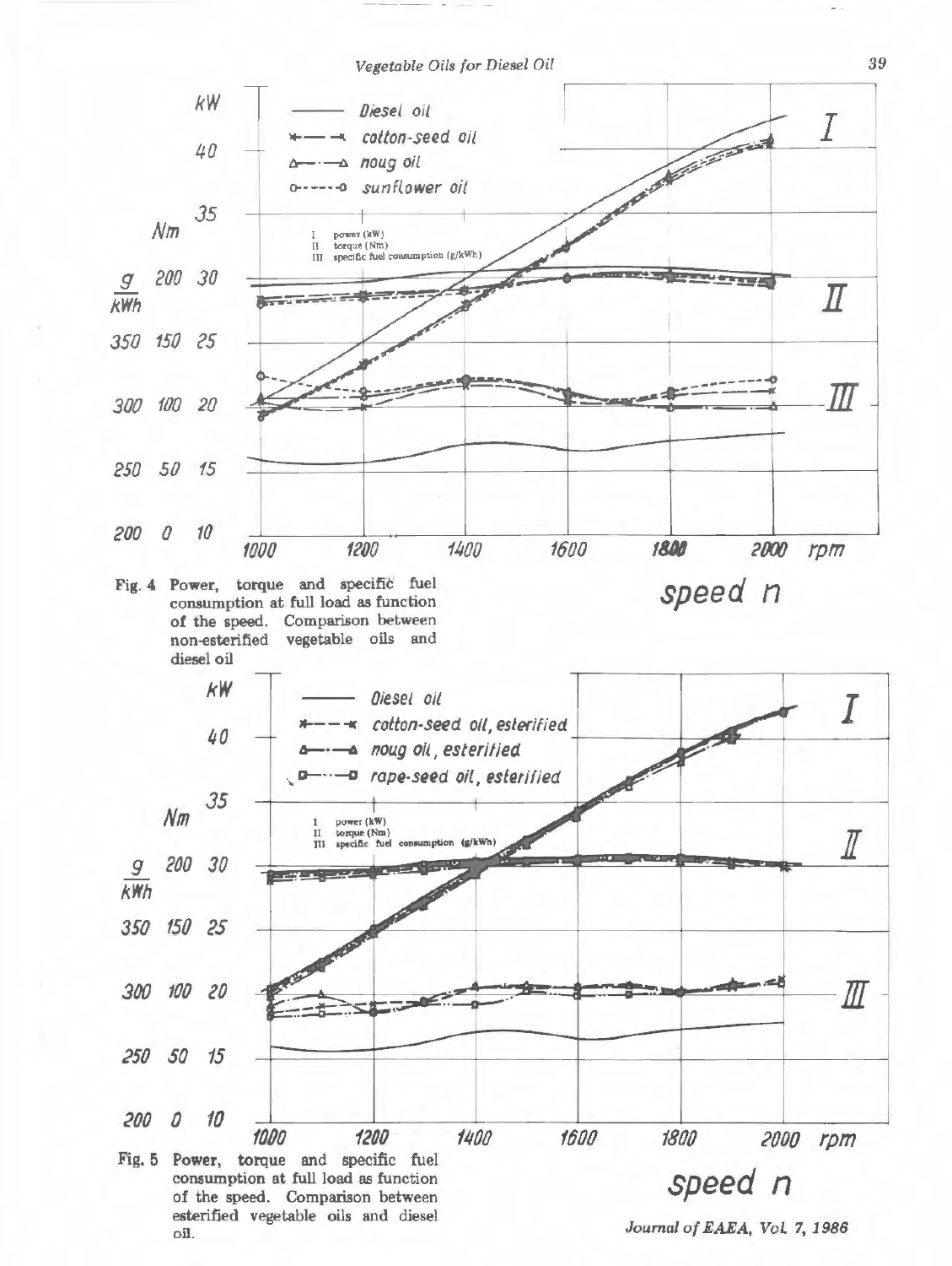Fig. 4 Power, torque and specific fuel consumption at full load as function of the speed. Comparison between non-esterified vegetable oils and diesel oil

Fig. 5 Power, torque and specific fuel consumption at full load as function of the speed. Comparison between esterified vegetable oils and diesel oil.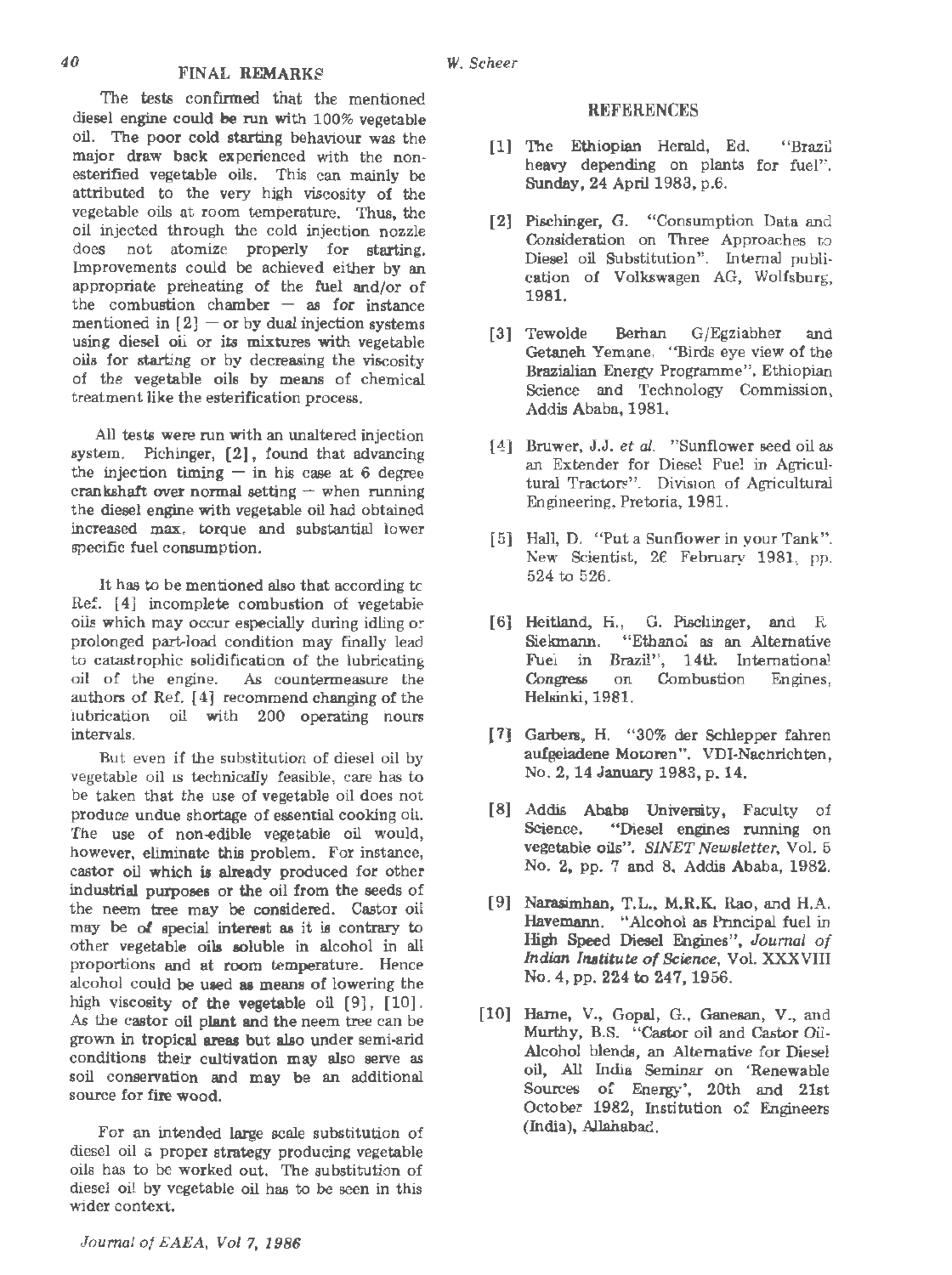## FINAL REMARKS

The tests confirmed that the mentioned diesel engine could be run with 100% vegetable oil. The poor cold starting behaviour was the major draw back experienced with the non-esterified vegetable oils. This can mainly be attributed to the very high viscosity of the vegetable oils at room temperature. Thus, the oil injected through the cold injection nozzle does not atomize properly for starting. Improvements could be achieved either by an appropriate preheating of the fuel and/or of the combustion chamber — as for instance mentioned in [2] — or by dual injection systems using diesel oil or its mixtures with vegetable oils for starting or by decreasing the viscosity of the vegetable oils by means of chemical treatment like the esterification process.

All tests were run with an unaltered injection system. Pichinger, [2], found that advancing the injection timing — in his case at 6 degree crankshaft over normal setting — when running the diesel engine with vegetable oil had obtained increased max. torque and substantial lower specific fuel consumption.

It has to be mentioned also that according to Ref. [4] incomplete combustion of vegetable oils which may occur especially during idling or prolonged part-load condition may finally lead to catastrophic solidification of the lubricating oil of the engine. As countermeasure the authors of Ref. [4] recommend changing of the lubrication oil with 200 operating hours intervals.

But even if the substitution of diesel oil by vegetable oil is technically feasible, care has to be taken that the use of vegetable oil does not produce undue shortage of essential cooking oil. The use of non-edible vegetable oil would, however, eliminate this problem. For instance, castor oil which is already produced for other industrial purposes or the oil from the seeds of the neem tree may be considered. Castor oil may be of special interest as it is contrary to other vegetable oils soluble in alcohol in all proportions and at room temperature. Hence alcohol could be used as means of lowering the high viscosity of the vegetable oil [9], [10]. As the castor oil plant and the neem tree can be grown in tropical areas but also under semi-arid conditions their cultivation may also serve as soil conservation and may be an additional source for fire wood.

For an intended large scale substitution of diesel oil a proper strategy producing vegetable oils has to be worked out. The substitution of diesel oil by vegetable oil has to be seen in this wider context.

## REFERENCES

[1] The Ethiopian Herald, Ed. "Brazil heavy depending on plants for fuel". Sunday, 24 April 1983, p.6.

[2] Pischinger, G. "Consumption Data and Consideration on Three Approaches to Diesel oil Substitution". Internal publication of Volkswagen AG, Wolfsburg, 1981.

[3] Tewolde Berhan G/Egziabher and Getaneh Yemane. "Birds eye view of the Brazialian Energy Programme". Ethiopian Science and Technology Commission, Addis Ababa, 1981.

[4] Bruwer, J.J. *et al.* "Sunflower seed oil as an Extender for Diesel Fuel in Agricultural Tractors". Division of Agricultural Engineering, Pretoria, 1981.

[5] Hall, D. "Put a Sunflower in your Tank". New Scientist, 26 February 1981, pp. 524 to 526.

[6] Heitland, H., G. Pischinger, and R. Siekmann. "Ethanol as an Alternative Fuel in Brazil", 14th International Congress on Combustion Engines, Helsinki, 1981.

[7] Garbers, H. "30% der Schlepper fahren aufgeladene Motoren". VDI-Nachrichten, No. 2, 14 January 1983, p. 14.

[8] Addis Ababa University, Faculty of Science. "Diesel engines running on vegetable oils". *SINET Newsletter*, Vol. 5 No. 2, pp. 7 and 8, Addis Ababa, 1982.

[9] Narasimhan, T.L., M.R.K. Rao, and H.A. Havemann. "Alcohol as Principal fuel in High Speed Diesel Engines", *Journal of Indian Institute of Science*, Vol. XXXVIII No. 4, pp. 224 to 247, 1956.

[10] Harne, V., Gopal, G., Ganesan, V., and Murthy, B.S. "Castor oil and Castor Oil-Alcohol blends, an Alternative for Diesel oil, All India Seminar on 'Renewable Sources of Energy', 20th and 21st October 1982, Institution of Engineers (India), Allahabad.